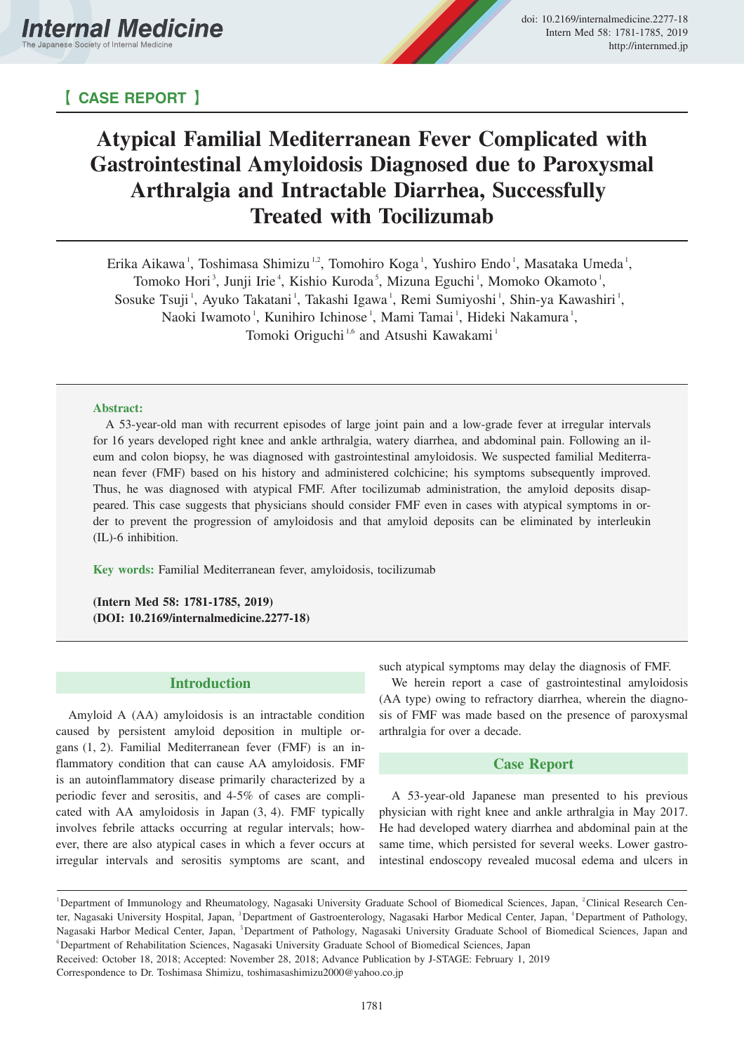【 CASE REPORT 】

# Atypical Familial Mediterranean Fever Complicated with Gastrointestinal Amyloidosis Diagnosed due to Paroxysmal Arthralgia and Intractable Diarrhea, Successfully Treated with Tocilizumab

Erika Aikawa[1], Toshimasa Shimizu[1,2], Tomohiro Koga[1], Yushiro Endo[1], Masataka Umeda[1], Tomoko Hori[3], Junji Irie[4], Kishio Kuroda[5], Mizuna Eguchi[1], Momoko Okamoto[1], Sosuke Tsuji[1], Ayuko Takatani[1], Takashi Igawa[1], Remi Sumiyoshi[1], Shin-ya Kawashiri[1], Naoki Iwamoto[1], Kunihiro Ichinose[1], Mami Tamai[1], Hideki Nakamura[1], Tomoki Origuchi[1,6] and Atsushi Kawakami[1]

**Abstract:**

A 53-year-old man with recurrent episodes of large joint pain and a low-grade fever at irregular intervals for 16 years developed right knee and ankle arthralgia, watery diarrhea, and abdominal pain. Following an ileum and colon biopsy, he was diagnosed with gastrointestinal amyloidosis. We suspected familial Mediterranean fever (FMF) based on his history and administered colchicine; his symptoms subsequently improved. Thus, he was diagnosed with atypical FMF. After tocilizumab administration, the amyloid deposits disappeared. This case suggests that physicians should consider FMF even in cases with atypical symptoms in order to prevent the progression of amyloidosis and that amyloid deposits can be eliminated by interleukin (IL)-6 inhibition.

**Key words:** Familial Mediterranean fever, amyloidosis, tocilizumab

**(Intern Med 58: 1781-1785, 2019)**
**(DOI: 10.2169/internalmedicine.2277-18)**

## Introduction

Amyloid A (AA) amyloidosis is an intractable condition caused by persistent amyloid deposition in multiple organs (1, 2). Familial Mediterranean fever (FMF) is an inflammatory condition that can cause AA amyloidosis. FMF is an autoinflammatory disease primarily characterized by a periodic fever and serositis, and 4-5% of cases are complicated with AA amyloidosis in Japan (3, 4). FMF typically involves febrile attacks occurring at regular intervals; however, there are also atypical cases in which a fever occurs at irregular intervals and serositis symptoms are scant, and such atypical symptoms may delay the diagnosis of FMF.

We herein report a case of gastrointestinal amyloidosis (AA type) owing to refractory diarrhea, wherein the diagnosis of FMF was made based on the presence of paroxysmal arthralgia for over a decade.

## Case Report

A 53-year-old Japanese man presented to his previous physician with right knee and ankle arthralgia in May 2017. He had developed watery diarrhea and abdominal pain at the same time, which persisted for several weeks. Lower gastrointestinal endoscopy revealed mucosal edema and ulcers in

[1]Department of Immunology and Rheumatology, Nagasaki University Graduate School of Biomedical Sciences, Japan, [2]Clinical Research Center, Nagasaki University Hospital, Japan, [3]Department of Gastroenterology, Nagasaki Harbor Medical Center, Japan, [4]Department of Pathology, Nagasaki Harbor Medical Center, Japan, [5]Department of Pathology, Nagasaki University Graduate School of Biomedical Sciences, Japan and [6]Department of Rehabilitation Sciences, Nagasaki University Graduate School of Biomedical Sciences, Japan

Received: October 18, 2018; Accepted: November 28, 2018; Advance Publication by J-STAGE: February 1, 2019

Correspondence to Dr. Toshimasa Shimizu, toshimasashimizu2000@yahoo.co.jp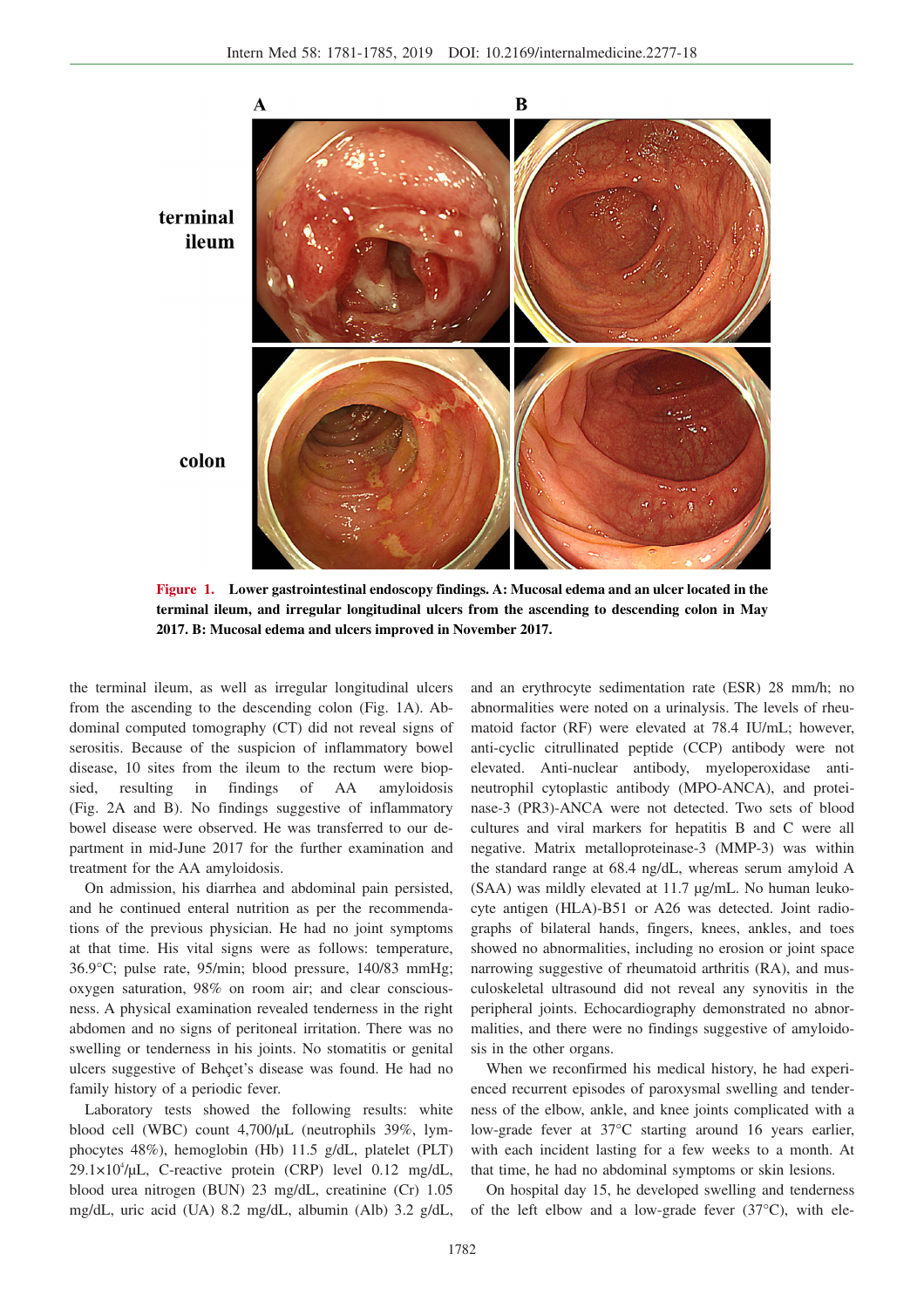**Figure 1.** Lower gastrointestinal endoscopy findings. A: Mucosal edema and an ulcer located in the terminal ileum, and irregular longitudinal ulcers from the ascending to descending colon in May 2017. B: Mucosal edema and ulcers improved in November 2017.

the terminal ileum, as well as irregular longitudinal ulcers from the ascending to the descending colon (Fig. 1A). Abdominal computed tomography (CT) did not reveal signs of serositis. Because of the suspicion of inflammatory bowel disease, 10 sites from the ileum to the rectum were biopsied, resulting in findings of AA amyloidosis (Fig. 2A and B). No findings suggestive of inflammatory bowel disease were observed. He was transferred to our department in mid-June 2017 for the further examination and treatment for the AA amyloidosis.

On admission, his diarrhea and abdominal pain persisted, and he continued enteral nutrition as per the recommendations of the previous physician. He had no joint symptoms at that time. His vital signs were as follows: temperature, 36.9°C; pulse rate, 95/min; blood pressure, 140/83 mmHg; oxygen saturation, 98% on room air; and clear consciousness. A physical examination revealed tenderness in the right abdomen and no signs of peritoneal irritation. There was no swelling or tenderness in his joints. No stomatitis or genital ulcers suggestive of Behçet's disease was found. He had no family history of a periodic fever.

Laboratory tests showed the following results: white blood cell (WBC) count 4,700/μL (neutrophils 39%, lymphocytes 48%), hemoglobin (Hb) 11.5 g/dL, platelet (PLT) $29.1\times10^4$/μL, C-reactive protein (CRP) level 0.12 mg/dL, blood urea nitrogen (BUN) 23 mg/dL, creatinine (Cr) 1.05 mg/dL, uric acid (UA) 8.2 mg/dL, albumin (Alb) 3.2 g/dL, and an erythrocyte sedimentation rate (ESR) 28 mm/h; no abnormalities were noted on a urinalysis. The levels of rheumatoid factor (RF) were elevated at 78.4 IU/mL; however, anti-cyclic citrullinated peptide (CCP) antibody were not elevated. Anti-nuclear antibody, myeloperoxidase anti-neutrophil cytoplastic antibody (MPO-ANCA), and proteinase-3 (PR3)-ANCA were not detected. Two sets of blood cultures and viral markers for hepatitis B and C were all negative. Matrix metalloproteinase-3 (MMP-3) was within the standard range at 68.4 ng/dL, whereas serum amyloid A (SAA) was mildly elevated at 11.7 μg/mL. No human leukocyte antigen (HLA)-B51 or A26 was detected. Joint radiographs of bilateral hands, fingers, knees, ankles, and toes showed no abnormalities, including no erosion or joint space narrowing suggestive of rheumatoid arthritis (RA), and musculoskeletal ultrasound did not reveal any synovitis in the peripheral joints. Echocardiography demonstrated no abnormalities, and there were no findings suggestive of amyloidosis in the other organs.

When we reconfirmed his medical history, he had experienced recurrent episodes of paroxysmal swelling and tenderness of the elbow, ankle, and knee joints complicated with a low-grade fever at 37°C starting around 16 years earlier, with each incident lasting for a few weeks to a month. At that time, he had no abdominal symptoms or skin lesions.

On hospital day 15, he developed swelling and tenderness of the left elbow and a low-grade fever (37°C), with ele-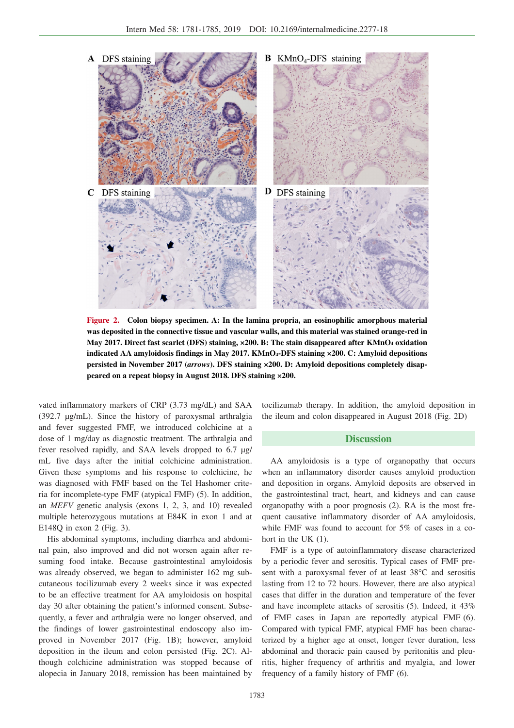**Figure 2.** Colon biopsy specimen. A: In the lamina propria, an eosinophilic amorphous material was deposited in the connective tissue and vascular walls, and this material was stained orange-red in May 2017. Direct fast scarlet (DFS) staining, ×200. B: The stain disappeared after $KMnO_4$ oxidation indicated AA amyloidosis findings in May 2017. $KMnO_4$-DFS staining ×200. C: Amyloid depositions persisted in November 2017 (*arrows*). DFS staining ×200. D: Amyloid depositions completely disappeared on a repeat biopsy in August 2018. DFS staining ×200.

vated inflammatory markers of CRP (3.73 mg/dL) and SAA (392.7 μg/mL). Since the history of paroxysmal arthralgia and fever suggested FMF, we introduced colchicine at a dose of 1 mg/day as diagnostic treatment. The arthralgia and fever resolved rapidly, and SAA levels dropped to 6.7 μg/mL five days after the initial colchicine administration. Given these symptoms and his response to colchicine, he was diagnosed with FMF based on the Tel Hashomer criteria for incomplete-type FMF (atypical FMF) (5). In addition, an *MEFV* genetic analysis (exons 1, 2, 3, and 10) revealed multiple heterozygous mutations at E84K in exon 1 and at E148Q in exon 2 (Fig. 3).

His abdominal symptoms, including diarrhea and abdominal pain, also improved and did not worsen again after resuming food intake. Because gastrointestinal amyloidosis was already observed, we began to administer 162 mg subcutaneous tocilizumab every 2 weeks since it was expected to be an effective treatment for AA amyloidosis on hospital day 30 after obtaining the patient's informed consent. Subsequently, a fever and arthralgia were no longer observed, and the findings of lower gastrointestinal endoscopy also improved in November 2017 (Fig. 1B); however, amyloid deposition in the ileum and colon persisted (Fig. 2C). Although colchicine administration was stopped because of alopecia in January 2018, remission has been maintained by tocilizumab therapy. In addition, the amyloid deposition in the ileum and colon disappeared in August 2018 (Fig. 2D)

## Discussion

AA amyloidosis is a type of organopathy that occurs when an inflammatory disorder causes amyloid production and deposition in organs. Amyloid deposits are observed in the gastrointestinal tract, heart, and kidneys and can cause organopathy with a poor prognosis (2). RA is the most frequent causative inflammatory disorder of AA amyloidosis, while FMF was found to account for 5% of cases in a cohort in the UK (1).

FMF is a type of autoinflammatory disease characterized by a periodic fever and serositis. Typical cases of FMF present with a paroxysmal fever of at least 38°C and serositis lasting from 12 to 72 hours. However, there are also atypical cases that differ in the duration and temperature of the fever and have incomplete attacks of serositis (5). Indeed, it 43% of FMF cases in Japan are reportedly atypical FMF (6). Compared with typical FMF, atypical FMF has been characterized by a higher age at onset, longer fever duration, less abdominal and thoracic pain caused by peritonitis and pleuritis, higher frequency of arthritis and myalgia, and lower frequency of a family history of FMF (6).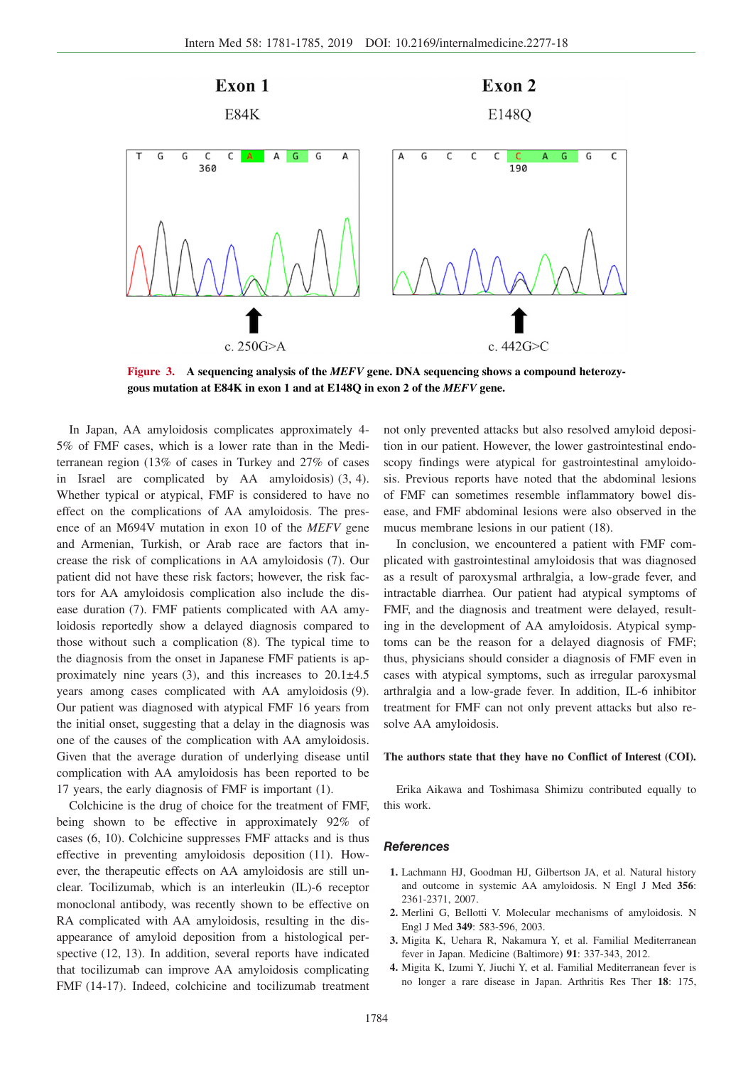Figure 3. A sequencing analysis of the *MEFV* gene. DNA sequencing shows a compound heterozygous mutation at E84K in exon 1 and at E148Q in exon 2 of the *MEFV* gene.

In Japan, AA amyloidosis complicates approximately 4-5% of FMF cases, which is a lower rate than in the Mediterranean region (13% of cases in Turkey and 27% of cases in Israel are complicated by AA amyloidosis) (3, 4). Whether typical or atypical, FMF is considered to have no effect on the complications of AA amyloidosis. The presence of an M694V mutation in exon 10 of the *MEFV* gene and Armenian, Turkish, or Arab race are factors that increase the risk of complications in AA amyloidosis (7). Our patient did not have these risk factors; however, the risk factors for AA amyloidosis complication also include the disease duration (7). FMF patients complicated with AA amyloidosis reportedly show a delayed diagnosis compared to those without such a complication (8). The typical time to the diagnosis from the onset in Japanese FMF patients is approximately nine years (3), and this increases to 20.1±4.5 years among cases complicated with AA amyloidosis (9). Our patient was diagnosed with atypical FMF 16 years from the initial onset, suggesting that a delay in the diagnosis was one of the causes of the complication with AA amyloidosis. Given that the average duration of underlying disease until complication with AA amyloidosis has been reported to be 17 years, the early diagnosis of FMF is important (1).

Colchicine is the drug of choice for the treatment of FMF, being shown to be effective in approximately 92% of cases (6, 10). Colchicine suppresses FMF attacks and is thus effective in preventing amyloidosis deposition (11). However, the therapeutic effects on AA amyloidosis are still unclear. Tocilizumab, which is an interleukin (IL)-6 receptor monoclonal antibody, was recently shown to be effective on RA complicated with AA amyloidosis, resulting in the disappearance of amyloid deposition from a histological perspective (12, 13). In addition, several reports have indicated that tocilizumab can improve AA amyloidosis complicating FMF (14-17). Indeed, colchicine and tocilizumab treatment not only prevented attacks but also resolved amyloid deposition in our patient. However, the lower gastrointestinal endoscopy findings were atypical for gastrointestinal amyloidosis. Previous reports have noted that the abdominal lesions of FMF can sometimes resemble inflammatory bowel disease, and FMF abdominal lesions were also observed in the mucus membrane lesions in our patient (18).

In conclusion, we encountered a patient with FMF complicated with gastrointestinal amyloidosis that was diagnosed as a result of paroxysmal arthralgia, a low-grade fever, and intractable diarrhea. Our patient had atypical symptoms of FMF, and the diagnosis and treatment were delayed, resulting in the development of AA amyloidosis. Atypical symptoms can be the reason for a delayed diagnosis of FMF; thus, physicians should consider a diagnosis of FMF even in cases with atypical symptoms, such as irregular paroxysmal arthralgia and a low-grade fever. In addition, IL-6 inhibitor treatment for FMF can not only prevent attacks but also resolve AA amyloidosis.

**The authors state that they have no Conflict of Interest (COI).**

Erika Aikawa and Toshimasa Shimizu contributed equally to this work.

## References

1. Lachmann HJ, Goodman HJ, Gilbertson JA, et al. Natural history and outcome in systemic AA amyloidosis. N Engl J Med **356**: 2361-2371, 2007.
2. Merlini G, Bellotti V. Molecular mechanisms of amyloidosis. N Engl J Med **349**: 583-596, 2003.
3. Migita K, Uehara R, Nakamura Y, et al. Familial Mediterranean fever in Japan. Medicine (Baltimore) **91**: 337-343, 2012.
4. Migita K, Izumi Y, Jiuchi Y, et al. Familial Mediterranean fever is no longer a rare disease in Japan. Arthritis Res Ther **18**: 175,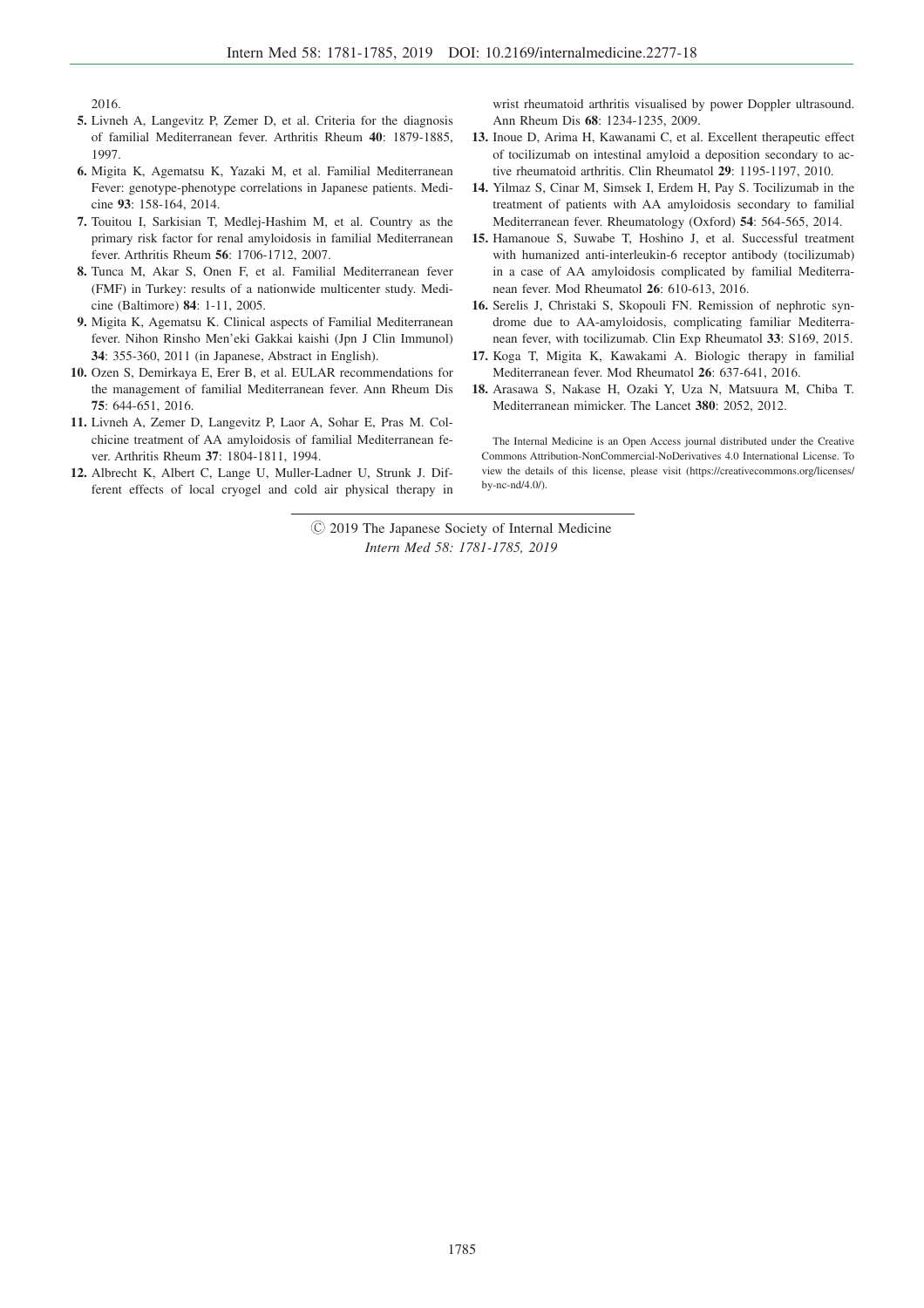2016.

5. Livneh A, Langevitz P, Zemer D, et al. Criteria for the diagnosis of familial Mediterranean fever. Arthritis Rheum **40**: 1879-1885, 1997.
6. Migita K, Agematsu K, Yazaki M, et al. Familial Mediterranean Fever: genotype-phenotype correlations in Japanese patients. Medicine **93**: 158-164, 2014.
7. Touitou I, Sarkisian T, Medlej-Hashim M, et al. Country as the primary risk factor for renal amyloidosis in familial Mediterranean fever. Arthritis Rheum **56**: 1706-1712, 2007.
8. Tunca M, Akar S, Onen F, et al. Familial Mediterranean fever (FMF) in Turkey: results of a nationwide multicenter study. Medicine (Baltimore) **84**: 1-11, 2005.
9. Migita K, Agematsu K. Clinical aspects of Familial Mediterranean fever. Nihon Rinsho Men'eki Gakkai kaishi (Jpn J Clin Immunol) **34**: 355-360, 2011 (in Japanese, Abstract in English).
10. Ozen S, Demirkaya E, Erer B, et al. EULAR recommendations for the management of familial Mediterranean fever. Ann Rheum Dis **75**: 644-651, 2016.
11. Livneh A, Zemer D, Langevitz P, Laor A, Sohar E, Pras M. Colchicine treatment of AA amyloidosis of familial Mediterranean fever. Arthritis Rheum **37**: 1804-1811, 1994.
12. Albrecht K, Albert C, Lange U, Muller-Ladner U, Strunk J. Different effects of local cryogel and cold air physical therapy in wrist rheumatoid arthritis visualised by power Doppler ultrasound. Ann Rheum Dis **68**: 1234-1235, 2009.
13. Inoue D, Arima H, Kawanami C, et al. Excellent therapeutic effect of tocilizumab on intestinal amyloid a deposition secondary to active rheumatoid arthritis. Clin Rheumatol **29**: 1195-1197, 2010.
14. Yilmaz S, Cinar M, Simsek I, Erdem H, Pay S. Tocilizumab in the treatment of patients with AA amyloidosis secondary to familial Mediterranean fever. Rheumatology (Oxford) **54**: 564-565, 2014.
15. Hamanoue S, Suwabe T, Hoshino J, et al. Successful treatment with humanized anti-interleukin-6 receptor antibody (tocilizumab) in a case of AA amyloidosis complicated by familial Mediterranean fever. Mod Rheumatol **26**: 610-613, 2016.
16. Serelis J, Christaki S, Skopouli FN. Remission of nephrotic syndrome due to AA-amyloidosis, complicating familiar Mediterranean fever, with tocilizumab. Clin Exp Rheumatol **33**: S169, 2015.
17. Koga T, Migita K, Kawakami A. Biologic therapy in familial Mediterranean fever. Mod Rheumatol **26**: 637-641, 2016.
18. Arasawa S, Nakase H, Ozaki Y, Uza N, Matsuura M, Chiba T. Mediterranean mimicker. The Lancet **380**: 2052, 2012.

The Internal Medicine is an Open Access journal distributed under the Creative Commons Attribution-NonCommercial-NoDerivatives 4.0 International License. To view the details of this license, please visit (https://creativecommons.org/licenses/by-nc-nd/4.0/).

© 2019 The Japanese Society of Internal Medicine
*Intern Med 58: 1781-1785, 2019*